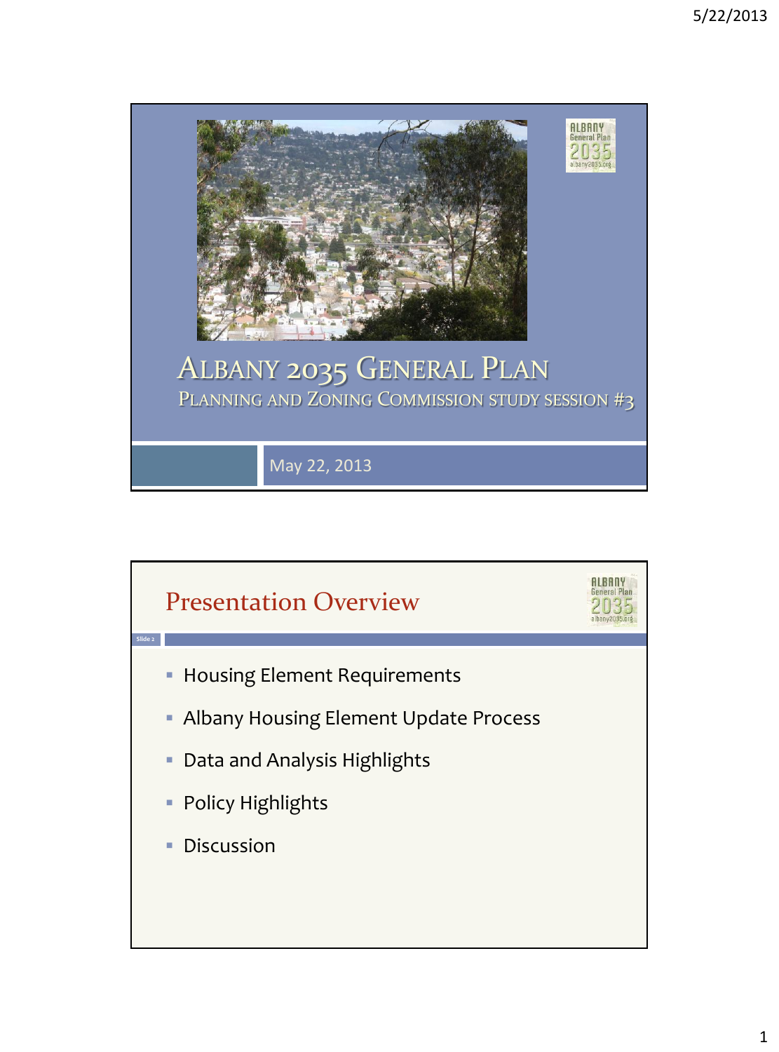# Albany 2035 General Plan

## Planning and Zoning Commission study session #3

May 22, 2013

## Presentation Overview

- Housing Element Requirements
- Albany Housing Element Update Process
- Data and Analysis Highlights
- Policy Highlights
- Discussion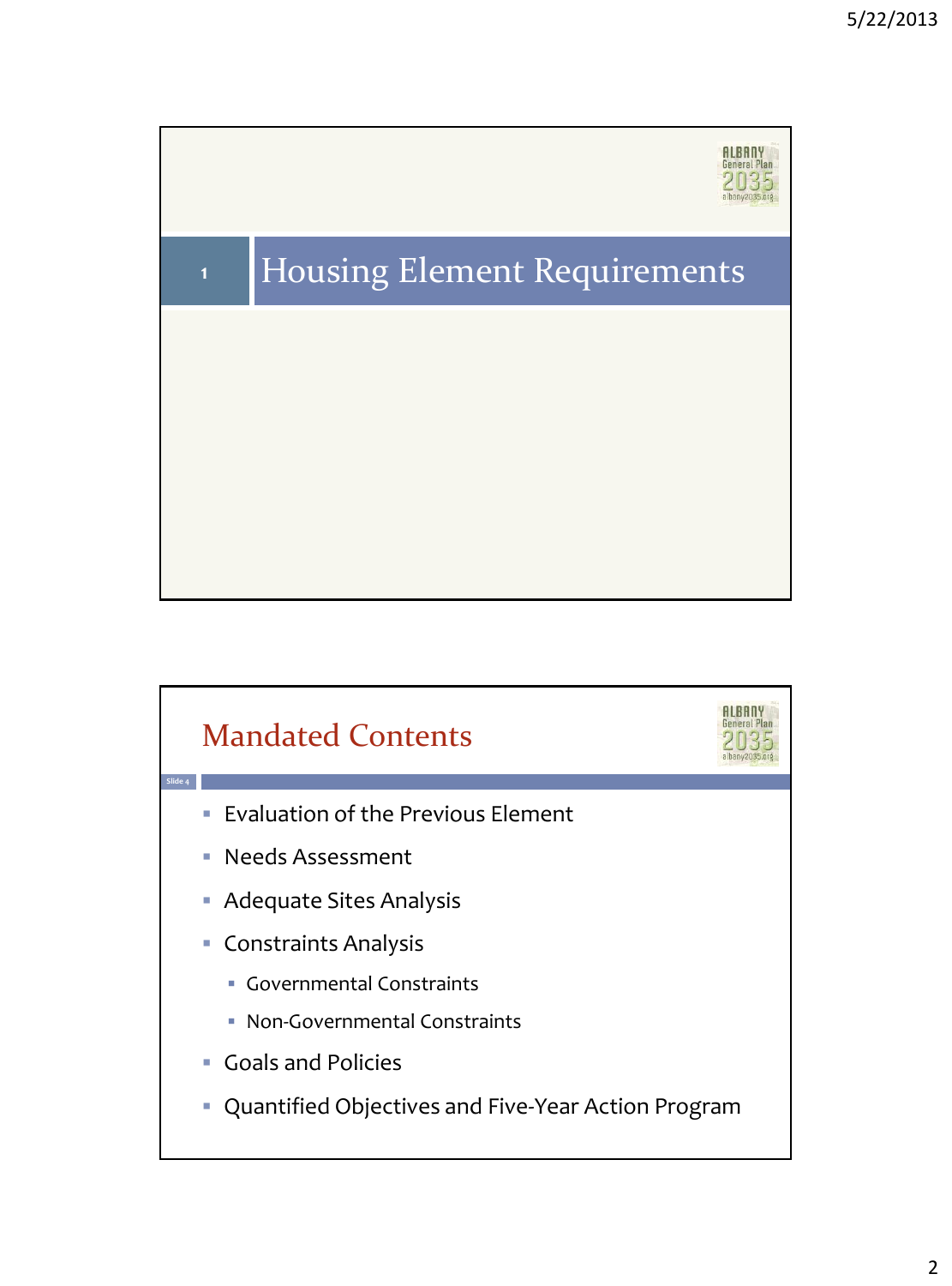# Housing Element Requirements

## Mandated Contents

- Evaluation of the Previous Element
- Needs Assessment
- Adequate Sites Analysis
- Constraints Analysis
  - Governmental Constraints
  - Non-Governmental Constraints
- Goals and Policies
- Quantified Objectives and Five-Year Action Program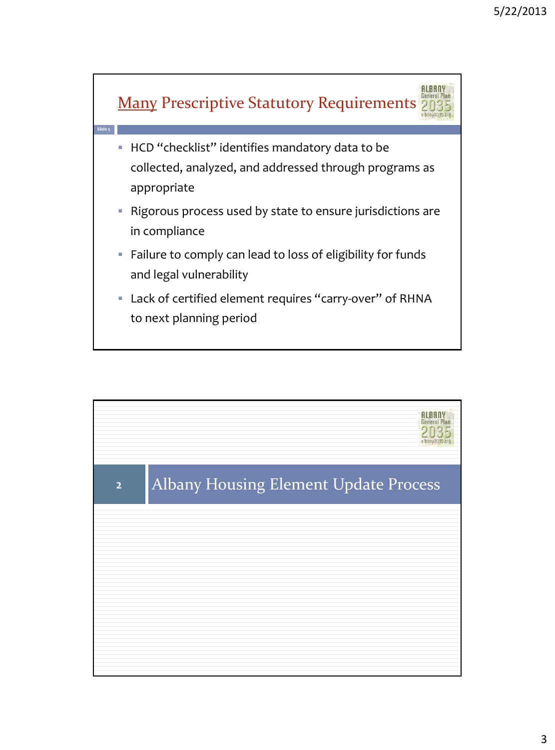## Many Prescriptive Statutory Requirements

- HCD "checklist" identifies mandatory data to be collected, analyzed, and addressed through programs as appropriate
- Rigorous process used by state to ensure jurisdictions are in compliance
- Failure to comply can lead to loss of eligibility for funds and legal vulnerability
- Lack of certified element requires "carry-over" of RHNA to next planning period

## 2 Albany Housing Element Update Process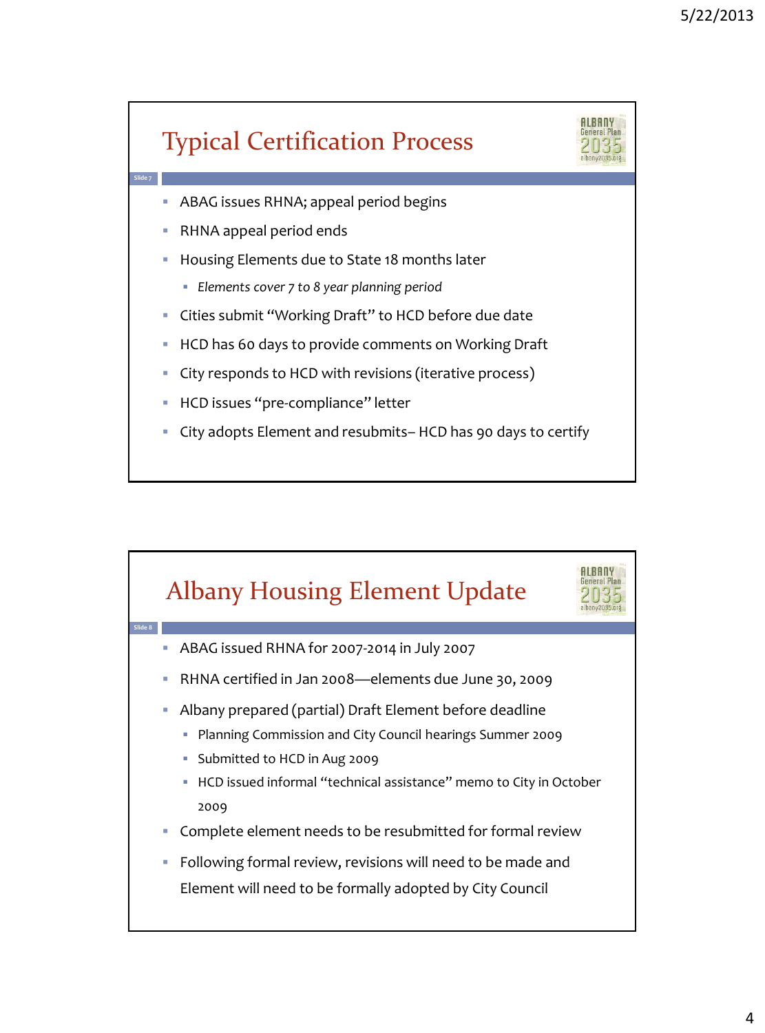## Typical Certification Process

- ABAG issues RHNA; appeal period begins
- RHNA appeal period ends
- Housing Elements due to State 18 months later
  - *Elements cover 7 to 8 year planning period*
- Cities submit "Working Draft" to HCD before due date
- HCD has 60 days to provide comments on Working Draft
- City responds to HCD with revisions (iterative process)
- HCD issues "pre-compliance" letter
- City adopts Element and resubmits– HCD has 90 days to certify

## Albany Housing Element Update

- ABAG issued RHNA for 2007-2014 in July 2007
- RHNA certified in Jan 2008—elements due June 30, 2009
- Albany prepared (partial) Draft Element before deadline
  - Planning Commission and City Council hearings Summer 2009
  - Submitted to HCD in Aug 2009
  - HCD issued informal "technical assistance" memo to City in October 2009
- Complete element needs to be resubmitted for formal review
- Following formal review, revisions will need to be made and Element will need to be formally adopted by City Council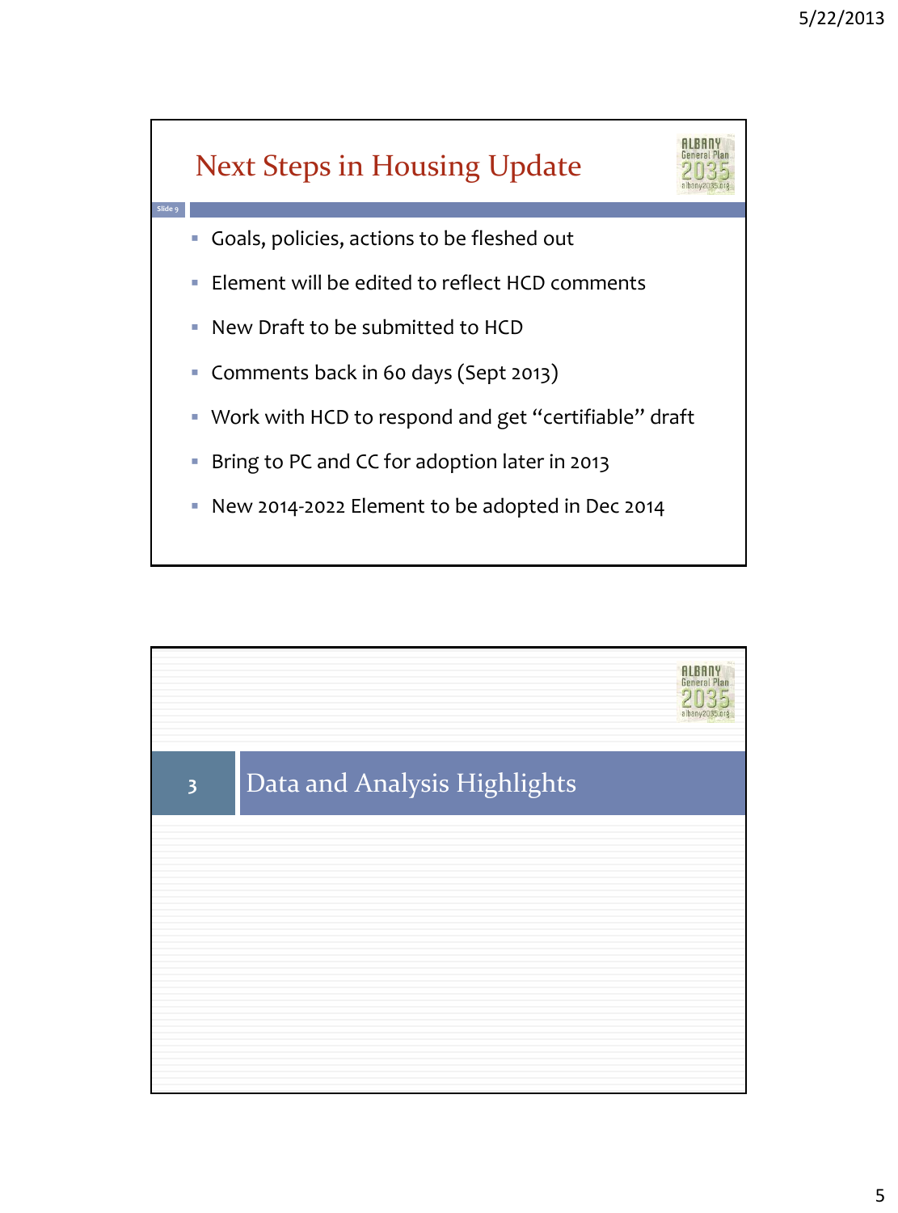## Next Steps in Housing Update

- Goals, policies, actions to be fleshed out
- Element will be edited to reflect HCD comments
- New Draft to be submitted to HCD
- Comments back in 60 days (Sept 2013)
- Work with HCD to respond and get “certifiable” draft
- Bring to PC and CC for adoption later in 2013
- New 2014-2022 Element to be adopted in Dec 2014

## 3 Data and Analysis Highlights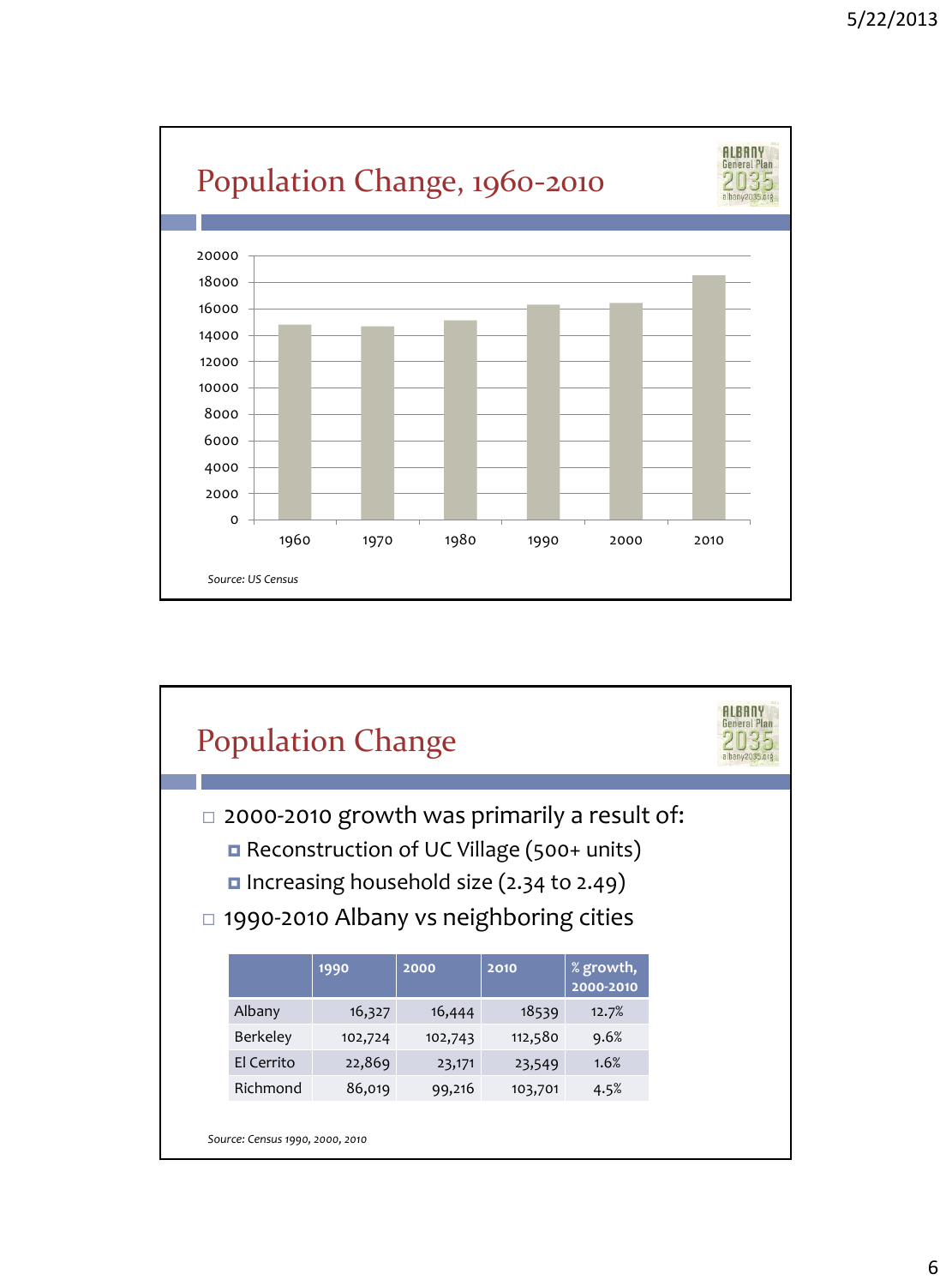## Population Change, 1960-2010

20000
18000
16000
14000
12000
10000
8000
6000
4000
2000
0

1960
1970
1980
1990
2000
2010

*Source: US Census*

## Population Change

- 2000-2010 growth was primarily a result of:
  - Reconstruction of UC Village (500+ units)
  - Increasing household size (2.34 to 2.49)
- 1990-2010 Albany vs neighboring cities

| | 1990 | 2000 | 2010 | % growth, 2000-2010 |
|---|---|---|---|---|
| Albany | 16,327 | 16,444 | 18539 | 12.7% |
| Berkeley | 102,724 | 102,743 | 112,580 | 9.6% |
| El Cerrito | 22,869 | 23,171 | 23,549 | 1.6% |
| Richmond | 86,019 | 99,216 | 103,701 | 4.5% |

*Source: Census 1990, 2000, 2010*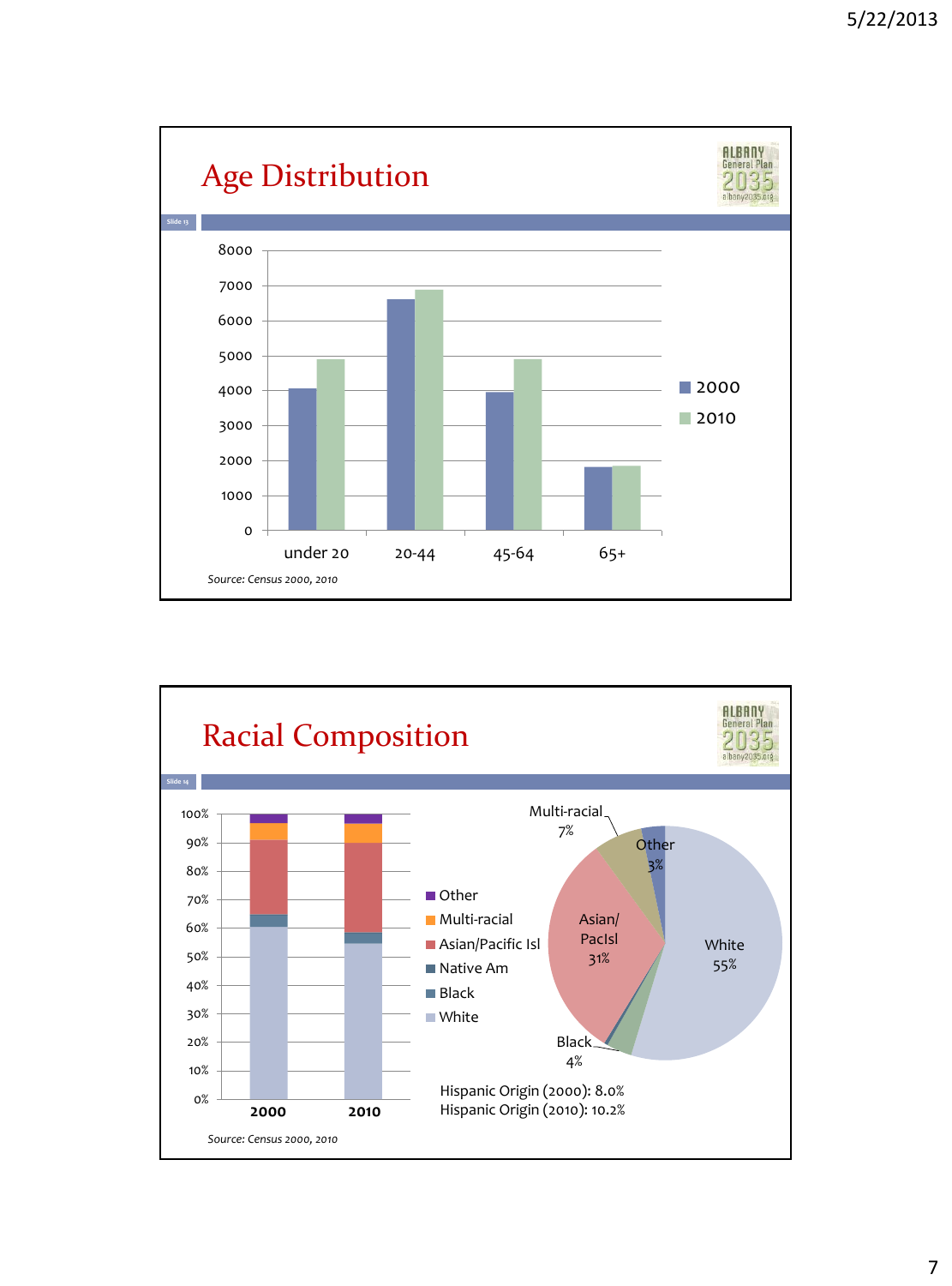# Age Distribution

Slide 13

8000
7000
6000
5000
4000
3000
2000
1000
0

under 20
20-44
45-64
65+

2000
2010

*Source: Census 2000, 2010*

# Racial Composition

Slide 14

100%
90%
80%
70%
60%
50%
40%
30%
20%
10%
0%

**2000**
**2010**

Other
Multi-racial
Asian/Pacific Isl
Native Am
Black
White

Multi-racial 7%
Other 3%
Asian/ PacIsl 31%
White 55%
Black 4%

Hispanic Origin (2000): 8.0%
Hispanic Origin (2010): 10.2%

*Source: Census 2000, 2010*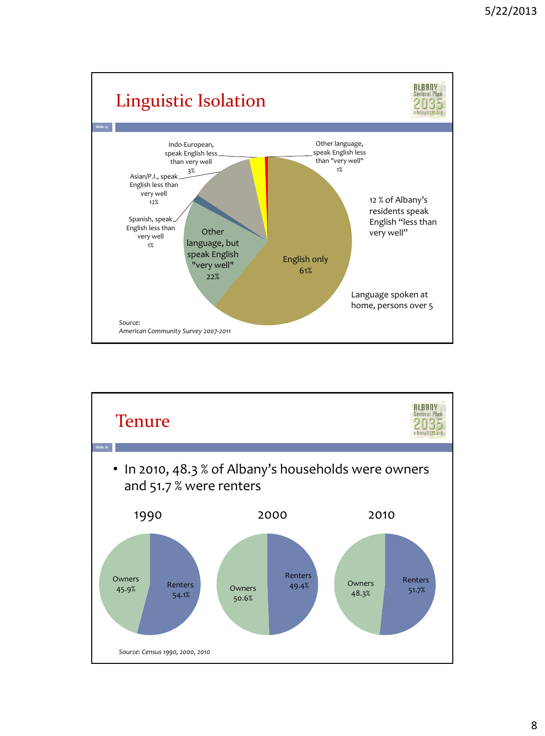## Linguistic Isolation

Indo-European, speak English less than very well
3%

Other language, speak English less than "very well"
1%

Asian/P.I., speak English less than very well
12%

Spanish, speak English less than very well
1%

Other language, but speak English "very well"
22%

English only
61%

12 % of Albany's residents speak English "less than very well"

Language spoken at home, persons over 5

*Source:*
*American Community Survey 2007-2011*

## Tenure

- In 2010, 48.3 % of Albany's households were owners and 51.7 % were renters

1990

Owners
45.9%

Renters
54.1%

2000

Owners
50.6%

Renters
49.4%

2010

Owners
48.3%

Renters
51.7%

*Source: Census 1990, 2000, 2010*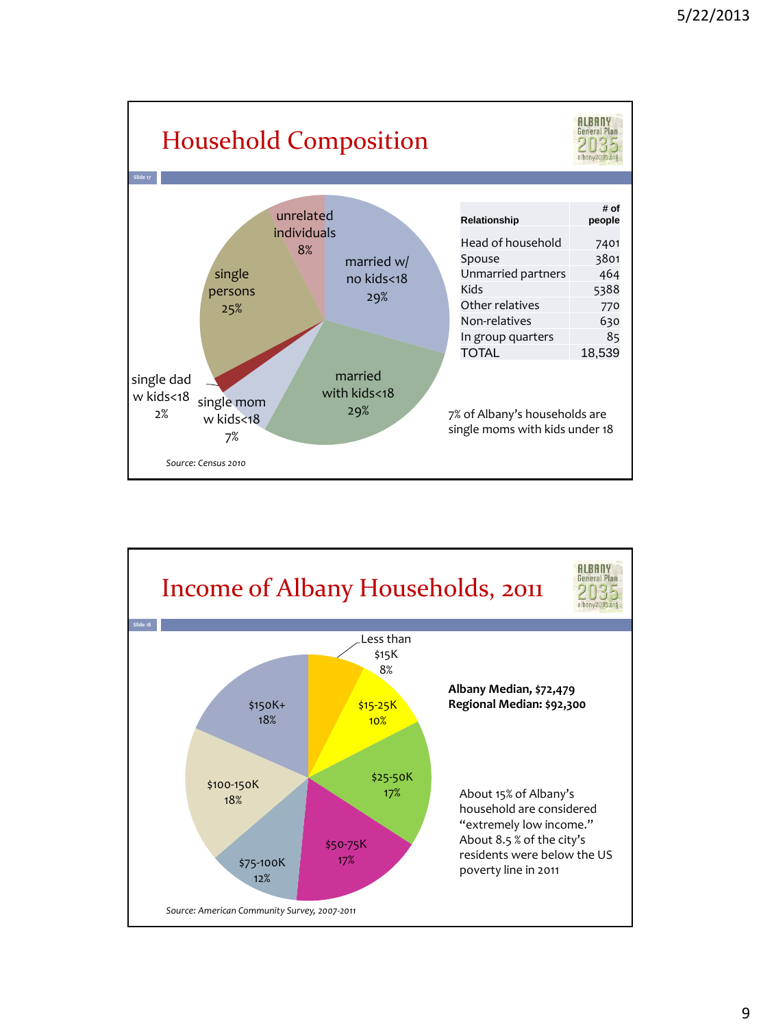## Household Composition

unrelated individuals
8%

married w/ no kids<18
29%

single persons
25%

single dad w kids<18
2%

single mom w kids<18
7%

married with kids<18
29%

| Relationship | # of people |
|---|---|
| Head of household | 7401 |
| Spouse | 3801 |
| Unmarried partners | 464 |
| Kids | 5388 |
| Other relatives | 770 |
| Non-relatives | 630 |
| In group quarters | 85 |
| TOTAL | 18,539 |

7% of Albany's households are single moms with kids under 18

*Source: Census 2010*

## Income of Albany Households, 2011

Less than $15K
8%

$15-25K
10%

$25-50K
17%

$50-75K
17%

$75-100K
12%

$100-150K
18%

$150K+
18%

**Albany Median, $72,479**
**Regional Median: $92,300**

About 15% of Albany's household are considered "extremely low income." About 8.5 % of the city's residents were below the US poverty line in 2011

*Source: American Community Survey, 2007-2011*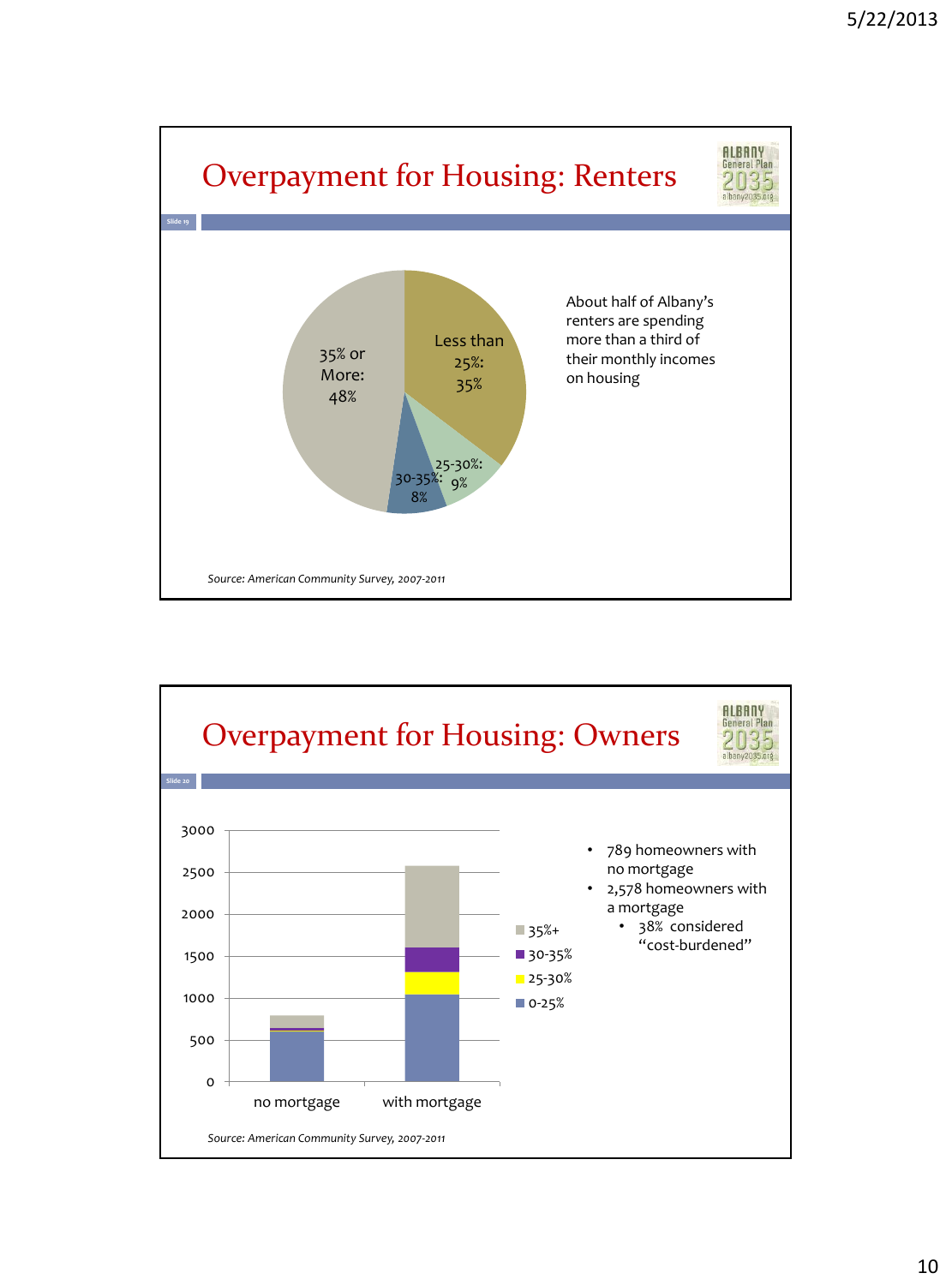# Overpayment for Housing: Renters

Slide 19

35% or More: 48%

Less than 25%: 35%

25-30%: 9%

30-35%: 8%

About half of Albany's renters are spending more than a third of their monthly incomes on housing

*Source: American Community Survey, 2007-2011*

# Overpayment for Housing: Owners

Slide 20

3000
2500
2000
1500
1000
500
0

no mortgage
with mortgage

35%+
30-35%
25-30%
0-25%

- 789 homeowners with no mortgage
- 2,578 homeowners with a mortgage
    - 38% considered "cost-burdened"

*Source: American Community Survey, 2007-2011*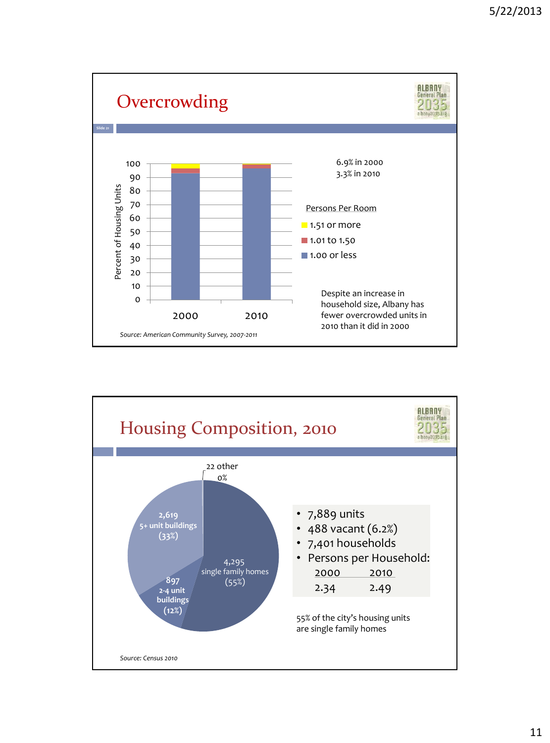# Overcrowding

6.9% in 2000
3.3% in 2010

Percent of Housing Units

100
90
80
70
60
50
40
30
20
10
0

2000
2010

Persons Per Room

- 1.51 or more
- 1.01 to 1.50
- 1.00 or less

Despite an increase in household size, Albany has fewer overcrowded units in 2010 than it did in 2000

*Source: American Community Survey, 2007-2011*

# Housing Composition, 2010

22 other
0%

2,619
5+ unit buildings
(33%)

897
2-4 unit buildings
(12%)

4,295
single family homes
(55%)

- 7,889 units
- 488 vacant (6.2%)
- 7,401 households
- Persons per Household:

| 2000 | 2010 |
|---|---|
| 2.34 | 2.49 |

55% of the city's housing units are single family homes

*Source: Census 2010*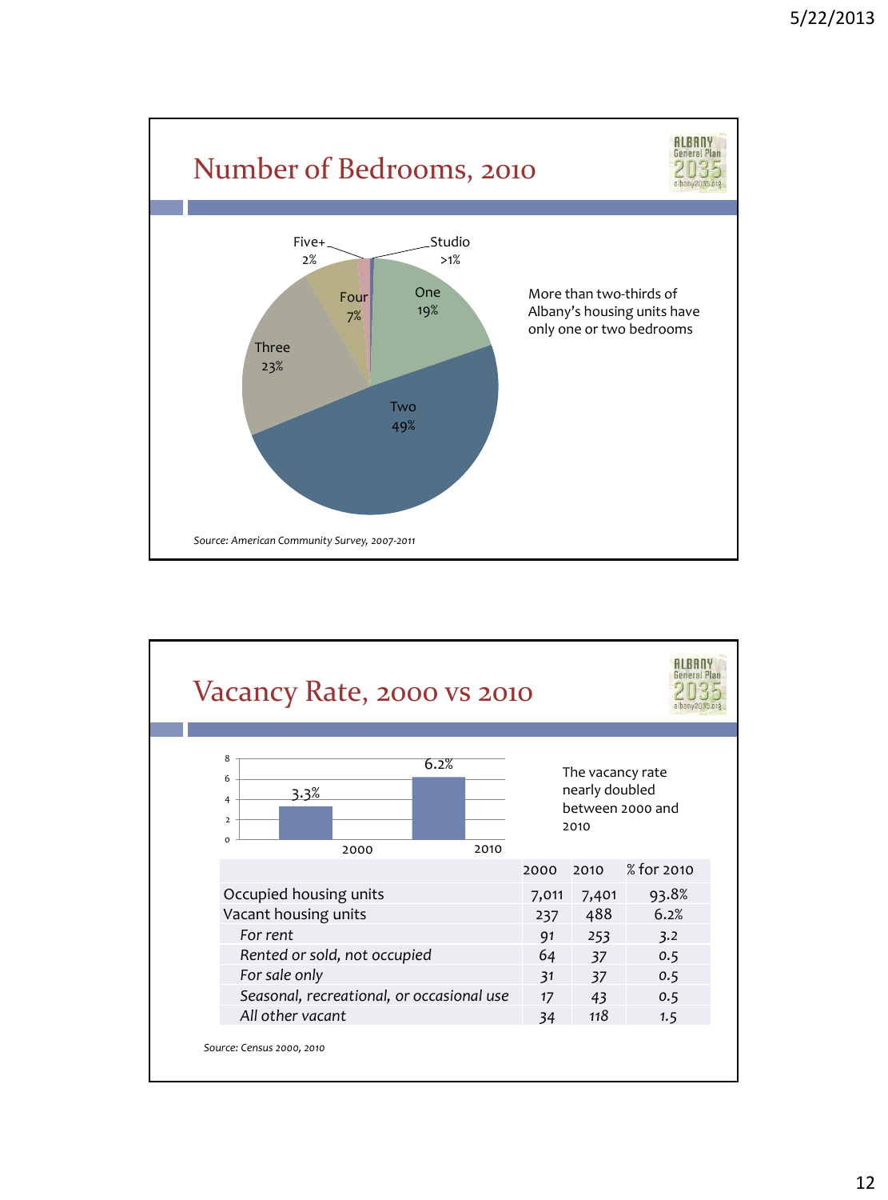# Number of Bedrooms, 2010

Five+
2%

Studio
>1%

One
19%

Four
7%

Three
23%

Two
49%

More than two-thirds of Albany's housing units have only one or two bedrooms

*Source: American Community Survey, 2007-2011*

# Vacancy Rate, 2000 vs 2010

8
6
4
2
0

3.3%
6.2%

2000
2010

The vacancy rate nearly doubled between 2000 and 2010

| | 2000 | 2010 | % for 2010 |
|---|---|---|---|
| Occupied housing units | 7,011 | 7,401 | 93.8% |
| Vacant housing units | 237 | 488 | 6.2% |
| *For rent* | *91* | *253* | *3.2* |
| *Rented or sold, not occupied* | *64* | *37* | *0.5* |
| *For sale only* | *31* | *37* | *0.5* |
| *Seasonal, recreational, or occasional use* | *17* | *43* | *0.5* |
| *All other vacant* | *34* | *118* | *1.5* |

*Source: Census 2000, 2010*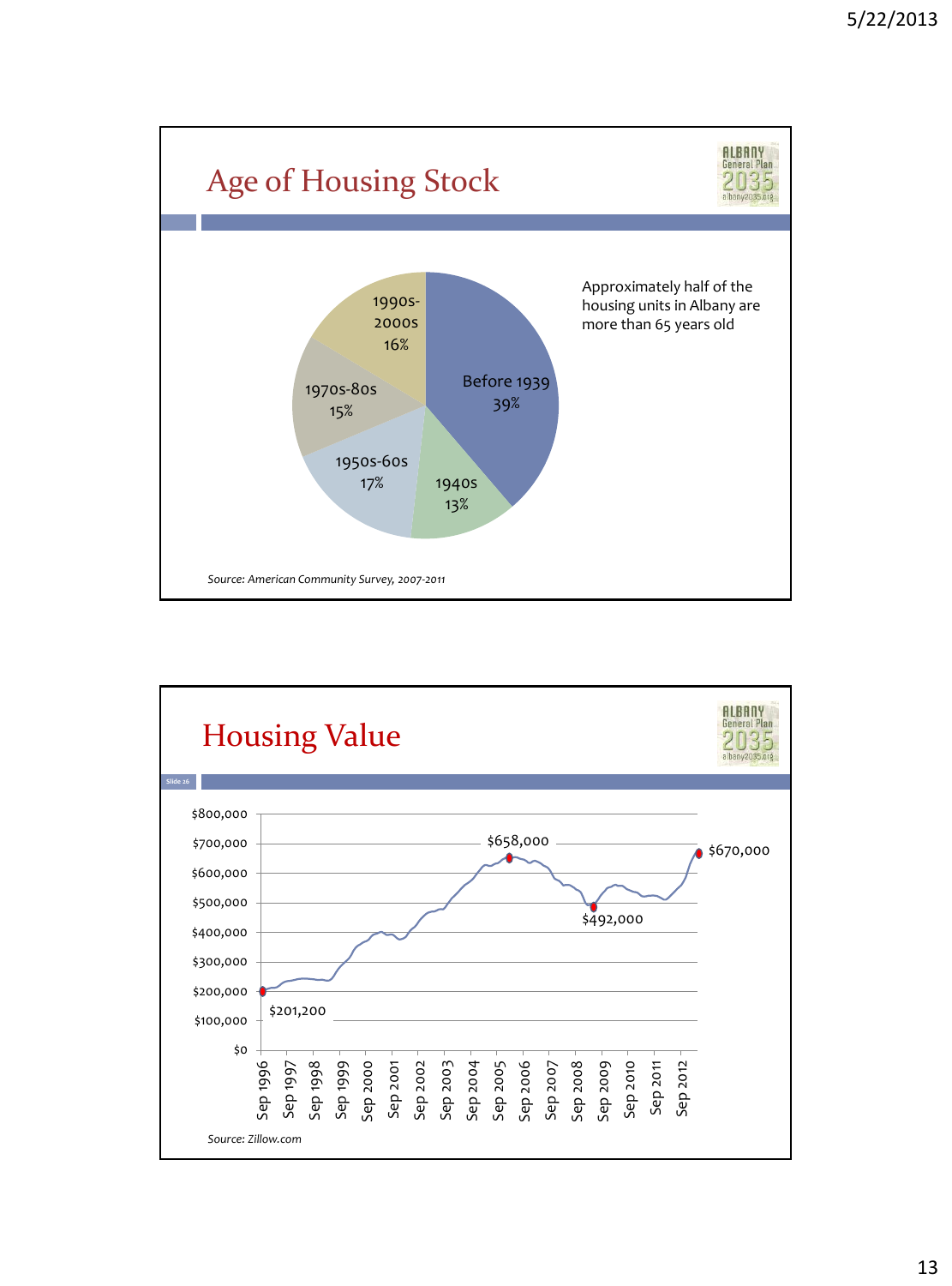## Age of Housing Stock

ALBANY General Plan 2035 albany2035.org

1990s-2000s 16%

1970s-80s 15%

1950s-60s 17%

1940s 13%

Before 1939 39%

Approximately half of the housing units in Albany are more than 65 years old

*Source: American Community Survey, 2007-2011*

## Housing Value

ALBANY General Plan 2035 albany2035.org

Slide 26

$800,000
$700,000
$600,000
$500,000
$400,000
$300,000
$200,000
$100,000
$0

$658,000
$670,000
$492,000
$201,200

Sep 1996, Sep 1997, Sep 1998, Sep 1999, Sep 2000, Sep 2001, Sep 2002, Sep 2003, Sep 2004, Sep 2005, Sep 2006, Sep 2007, Sep 2008, Sep 2009, Sep 2010, Sep 2011, Sep 2012

*Source: Zillow.com*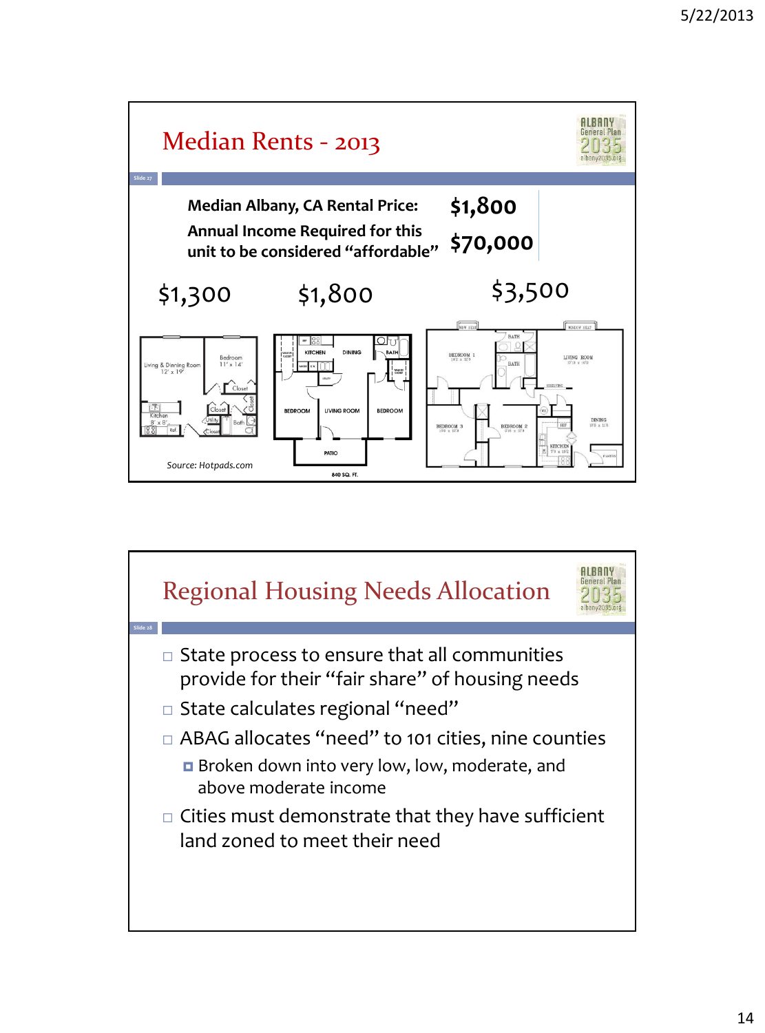## Median Rents - 2013

**Median Albany, CA Rental Price:** **$1,800**

**Annual Income Required for this unit to be considered "affordable"** **$70,000**

$1,300 $1,800 $3,500

Source: Hotpads.com

## Regional Housing Needs Allocation

- State process to ensure that all communities provide for their "fair share" of housing needs
- State calculates regional "need"
- ABAG allocates "need" to 101 cities, nine counties
  - Broken down into very low, low, moderate, and above moderate income
- Cities must demonstrate that they have sufficient land zoned to meet their need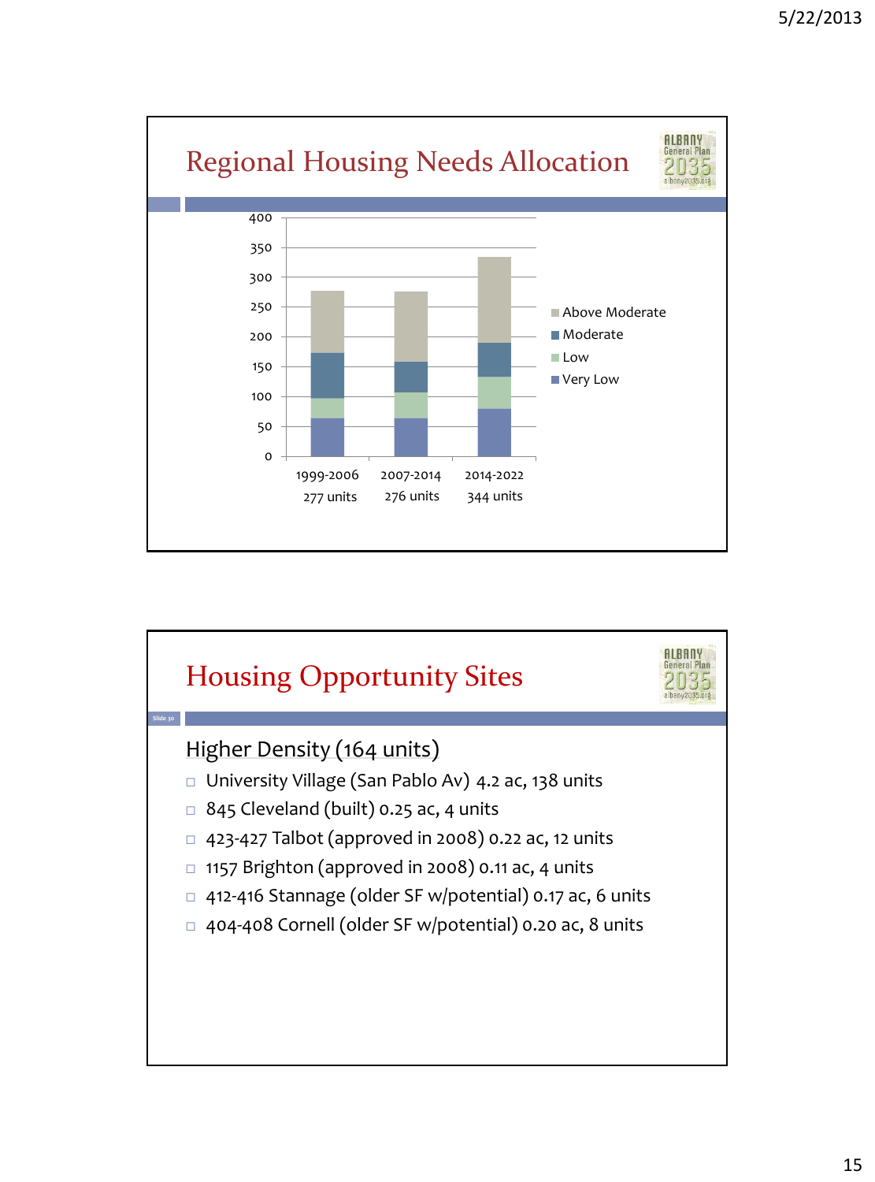## Regional Housing Needs Allocation

| | 1999-2006 (277 units) | 2007-2014 (276 units) | 2014-2022 (344 units) |
|---|---|---|---|
| Legend | Above Moderate, Moderate, Low, Very Low | | |

## Housing Opportunity Sites

### Higher Density (164 units)

- University Village (San Pablo Av) 4.2 ac, 138 units
- 845 Cleveland (built) 0.25 ac, 4 units
- 423-427 Talbot (approved in 2008) 0.22 ac, 12 units
- 1157 Brighton (approved in 2008) 0.11 ac, 4 units
- 412-416 Stannage (older SF w/potential) 0.17 ac, 6 units
- 404-408 Cornell (older SF w/potential) 0.20 ac, 8 units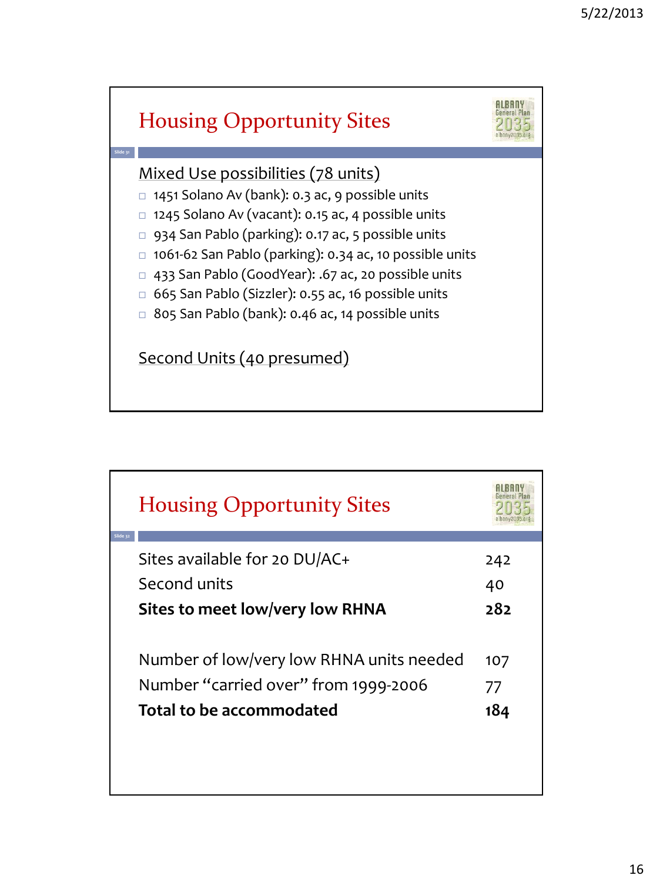## Housing Opportunity Sites

Mixed Use possibilities (78 units)

- 1451 Solano Av (bank): 0.3 ac, 9 possible units
- 1245 Solano Av (vacant): 0.15 ac, 4 possible units
- 934 San Pablo (parking): 0.17 ac, 5 possible units
- 1061-62 San Pablo (parking): 0.34 ac, 10 possible units
- 433 San Pablo (GoodYear): .67 ac, 20 possible units
- 665 San Pablo (Sizzler): 0.55 ac, 16 possible units
- 805 San Pablo (bank): 0.46 ac, 14 possible units

Second Units (40 presumed)

## Housing Opportunity Sites

| | |
|---|---|
| Sites available for 20 DU/AC+ | 242 |
| Second units | 40 |
| **Sites to meet low/very low RHNA** | **282** |
| | |
| Number of low/very low RHNA units needed | 107 |
| Number "carried over" from 1999-2006 | 77 |
| **Total to be accommodated** | **184** |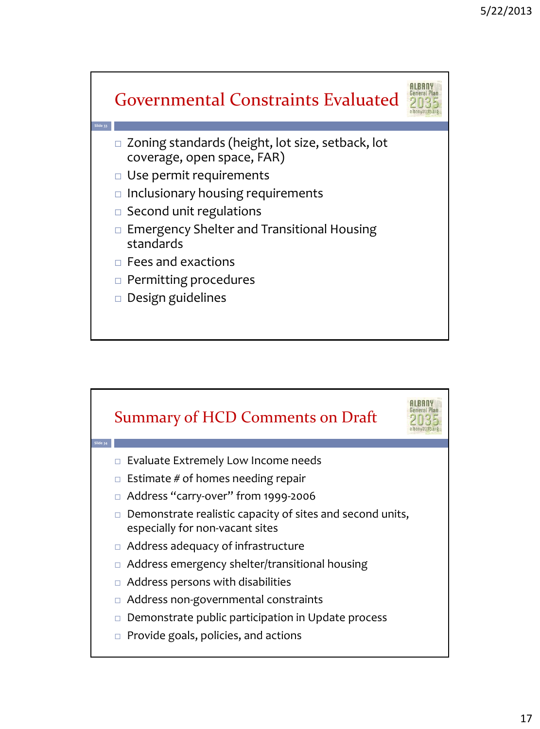## Governmental Constraints Evaluated

- Zoning standards (height, lot size, setback, lot coverage, open space, FAR)
- Use permit requirements
- Inclusionary housing requirements
- Second unit regulations
- Emergency Shelter and Transitional Housing standards
- Fees and exactions
- Permitting procedures
- Design guidelines

## Summary of HCD Comments on Draft

- Evaluate Extremely Low Income needs
- Estimate # of homes needing repair
- Address "carry-over" from 1999-2006
- Demonstrate realistic capacity of sites and second units, especially for non-vacant sites
- Address adequacy of infrastructure
- Address emergency shelter/transitional housing
- Address persons with disabilities
- Address non-governmental constraints
- Demonstrate public participation in Update process
- Provide goals, policies, and actions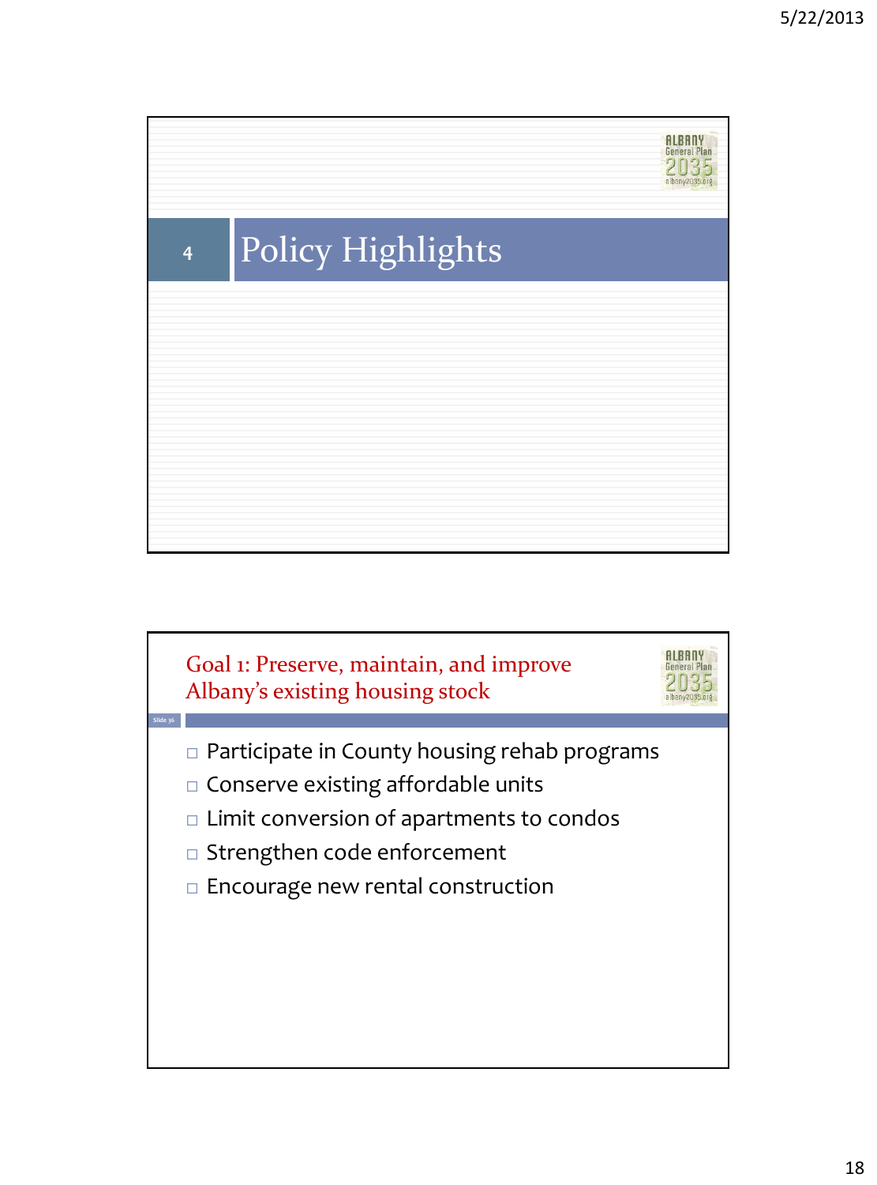# 4 Policy Highlights

## Goal 1: Preserve, maintain, and improve Albany's existing housing stock

- Participate in County housing rehab programs
- Conserve existing affordable units
- Limit conversion of apartments to condos
- Strengthen code enforcement
- Encourage new rental construction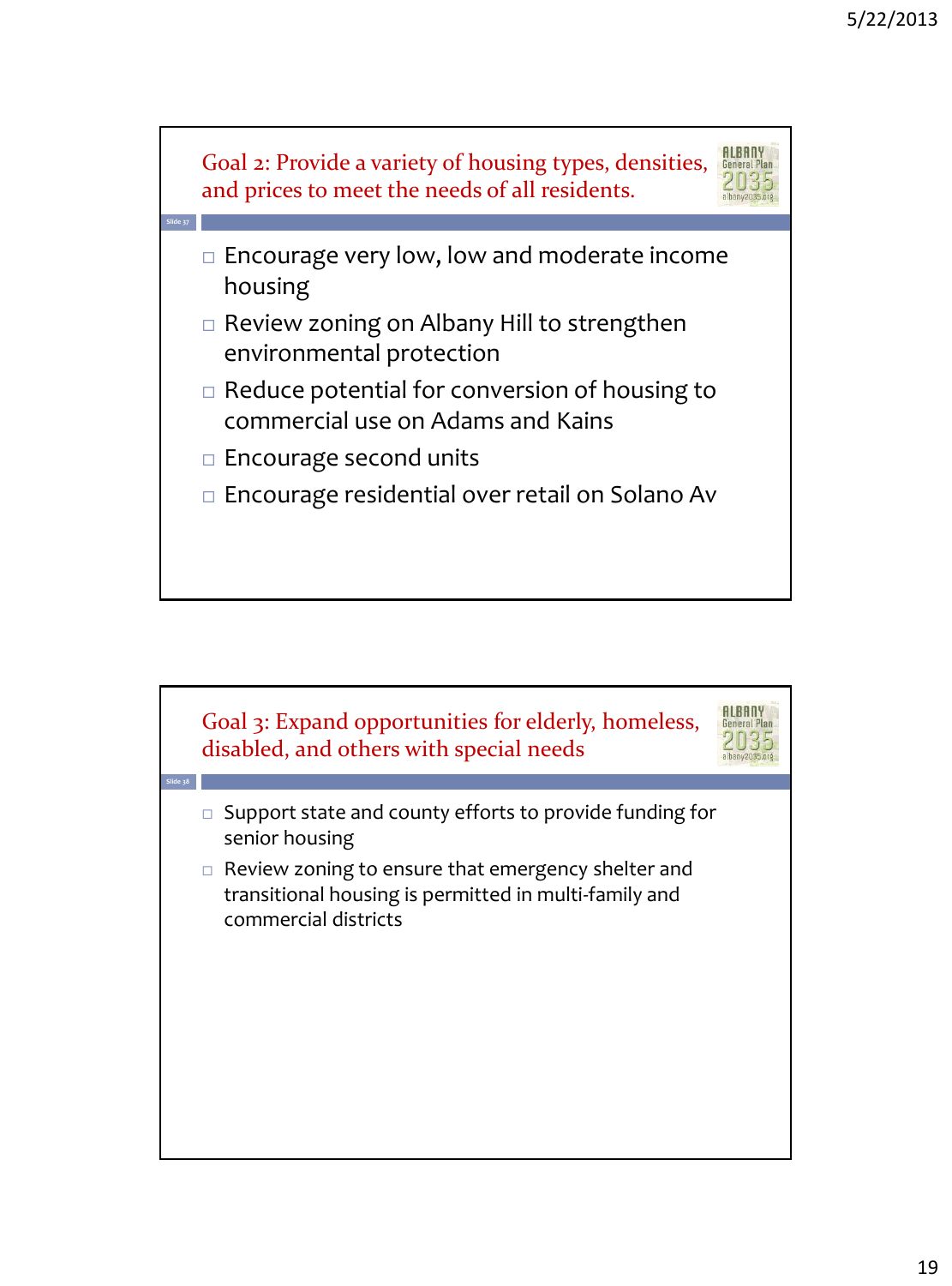## Goal 2: Provide a variety of housing types, densities, and prices to meet the needs of all residents.

- Encourage very low, low and moderate income housing
- Review zoning on Albany Hill to strengthen environmental protection
- Reduce potential for conversion of housing to commercial use on Adams and Kains
- Encourage second units
- Encourage residential over retail on Solano Av

## Goal 3: Expand opportunities for elderly, homeless, disabled, and others with special needs

- Support state and county efforts to provide funding for senior housing
- Review zoning to ensure that emergency shelter and transitional housing is permitted in multi-family and commercial districts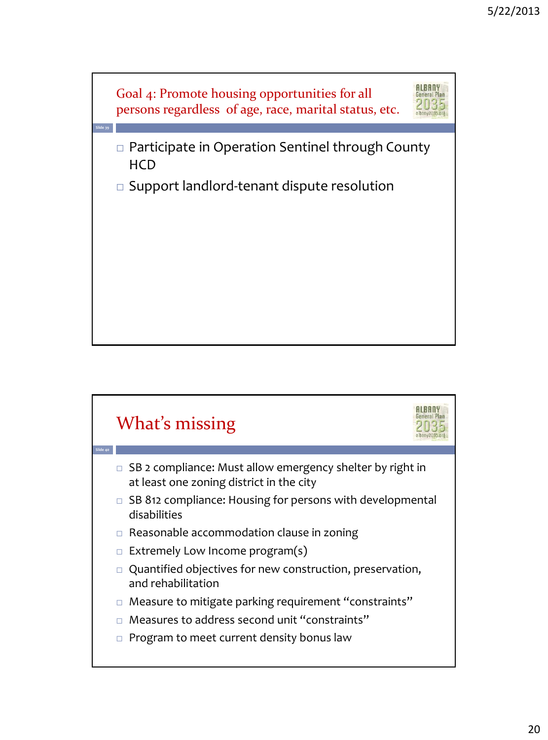## Goal 4: Promote housing opportunities for all persons regardless of age, race, marital status, etc.

- Participate in Operation Sentinel through County HCD
- Support landlord-tenant dispute resolution

## What's missing

- SB 2 compliance: Must allow emergency shelter by right in at least one zoning district in the city
- SB 812 compliance: Housing for persons with developmental disabilities
- Reasonable accommodation clause in zoning
- Extremely Low Income program(s)
- Quantified objectives for new construction, preservation, and rehabilitation
- Measure to mitigate parking requirement "constraints"
- Measures to address second unit "constraints"
- Program to meet current density bonus law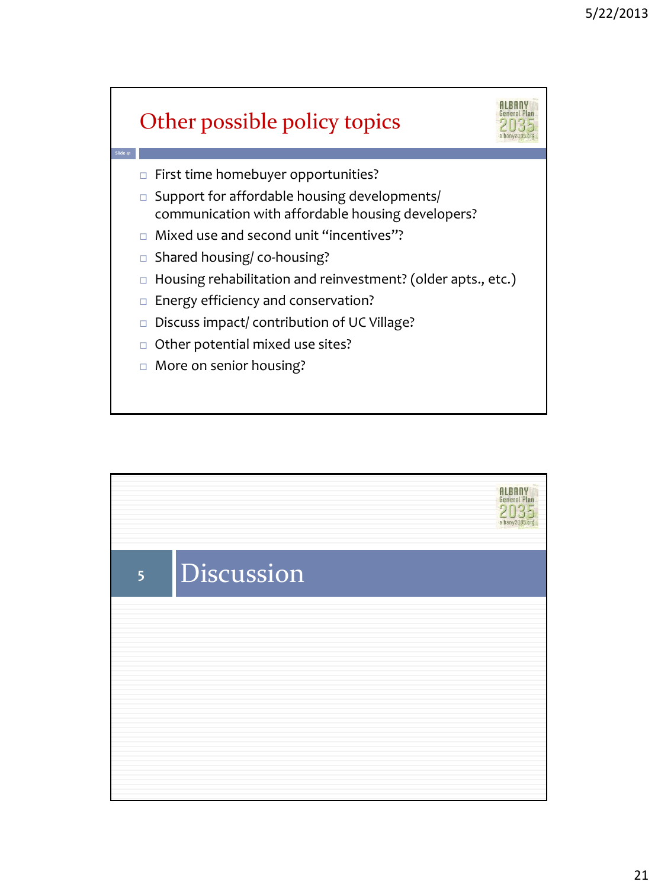## Other possible policy topics

- First time homebuyer opportunities?
- Support for affordable housing developments/ communication with affordable housing developers?
- Mixed use and second unit "incentives"?
- Shared housing/ co-housing?
- Housing rehabilitation and reinvestment? (older apts., etc.)
- Energy efficiency and conservation?
- Discuss impact/ contribution of UC Village?
- Other potential mixed use sites?
- More on senior housing?

## 5 Discussion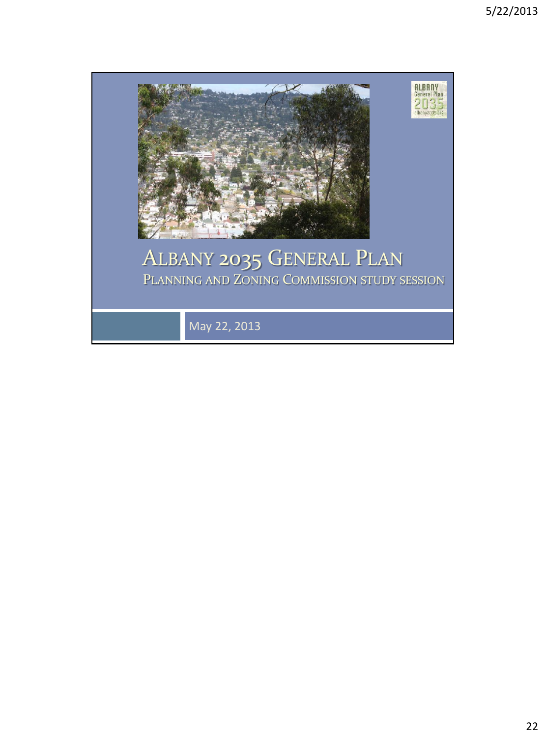# Albany 2035 General Plan

## Planning and Zoning Commission study session

May 22, 2013